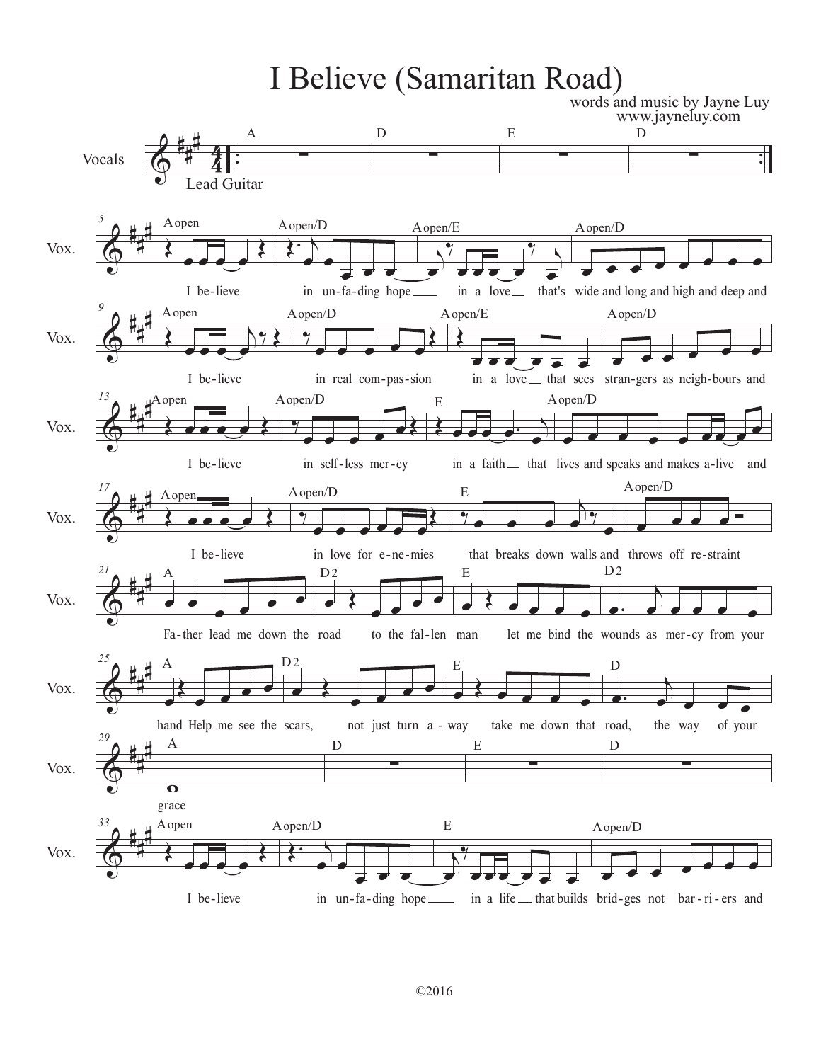# I Believe (Samaritan Road)

words and music by Jayne Luy
www.jayneluy.com

Vocals
Lead Guitar

I believe in unfading hope in a love that's wide and long and high and deep and

I believe in real compassion in a love that sees strangers as neighbours and

I believe in selfless mercy in a faith that lives and speaks and makes alive and

I believe in love for enemies that breaks down walls and throws off restraint

Father lead me down the road to the fallen man let me bind the wounds as mercy from your

hand Help me see the scars, not just turn away take me down that road, the way of your

grace

I believe in unfading hope in a life that builds bridges not barriers and

©2016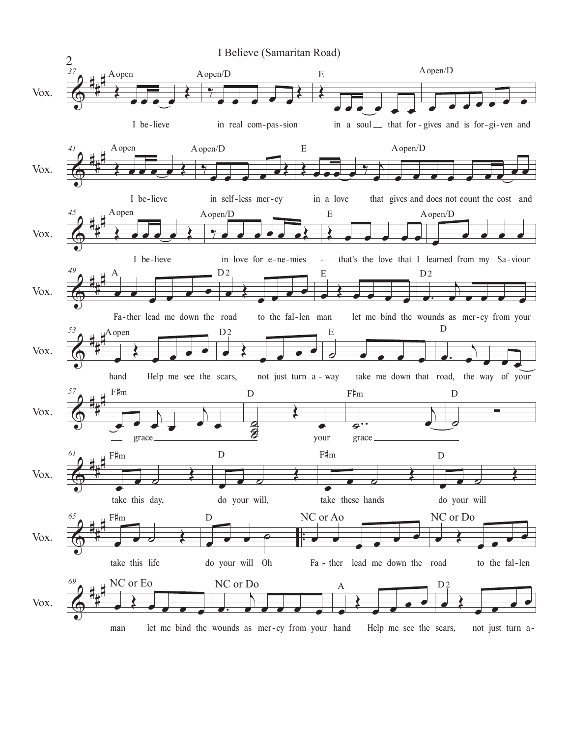# I Believe (Samaritan Road)

Vox.

**37** A open — A open/D — E — A open/D

I be-lieve in real com-pas-sion in a soul __ that for-gives and is for-gi-ven and

**41** A open — A open/D — E — A open/D

I be-lieve in self-less mer-cy in a love that gives and does not count the cost and

**45** A open — A open/D — E — A open/D

I be-lieve in love for e-ne-mies - that's the love that I learned from my Sa-viour

**49** A — D2 — E — D2

Fa-ther lead me down the road to the fal-len man let me bind the wounds as mer-cy from your

**53** A open — D2 — E — D

hand Help me see the scars, not just turn a-way take me down that road, the way of your

**57** F♯m — D — F♯m — D

__ grace ________ your grace ________

**61** F♯m — D — F♯m — D

take this day, do your will, take these hands do your will

**65** F♯m — D — NC or Ao — NC or Do

take this life do your will Oh Fa-ther lead me down the road to the fal-len

**69** NC or Eo — NC or Do — A — D2

man let me bind the wounds as mer-cy from your hand Help me see the scars, not just turn a-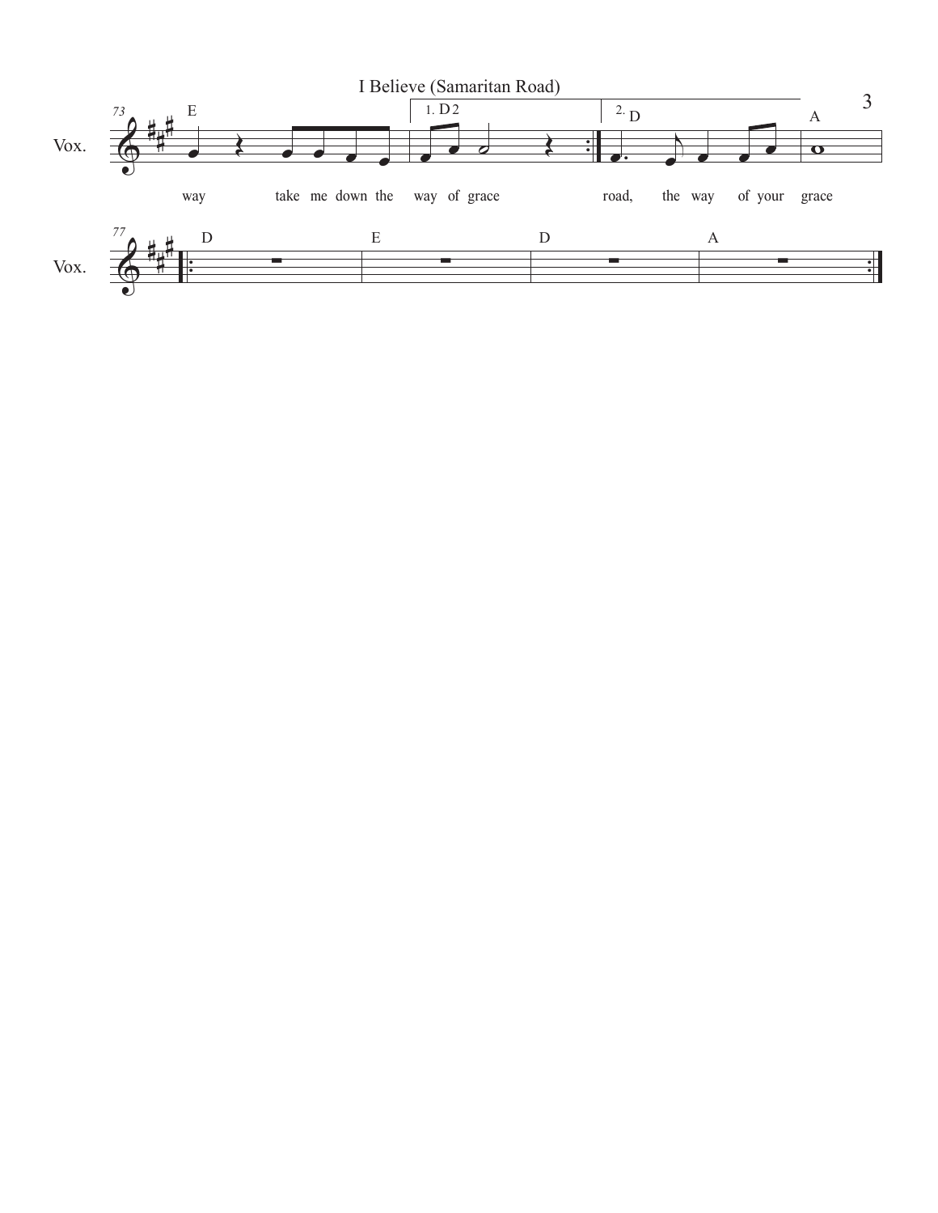I Believe (Samaritan Road)

Vox.

E — way take me down the

1. D2 — way of grace

2. D — road, the way of your

A — grace

D E D A